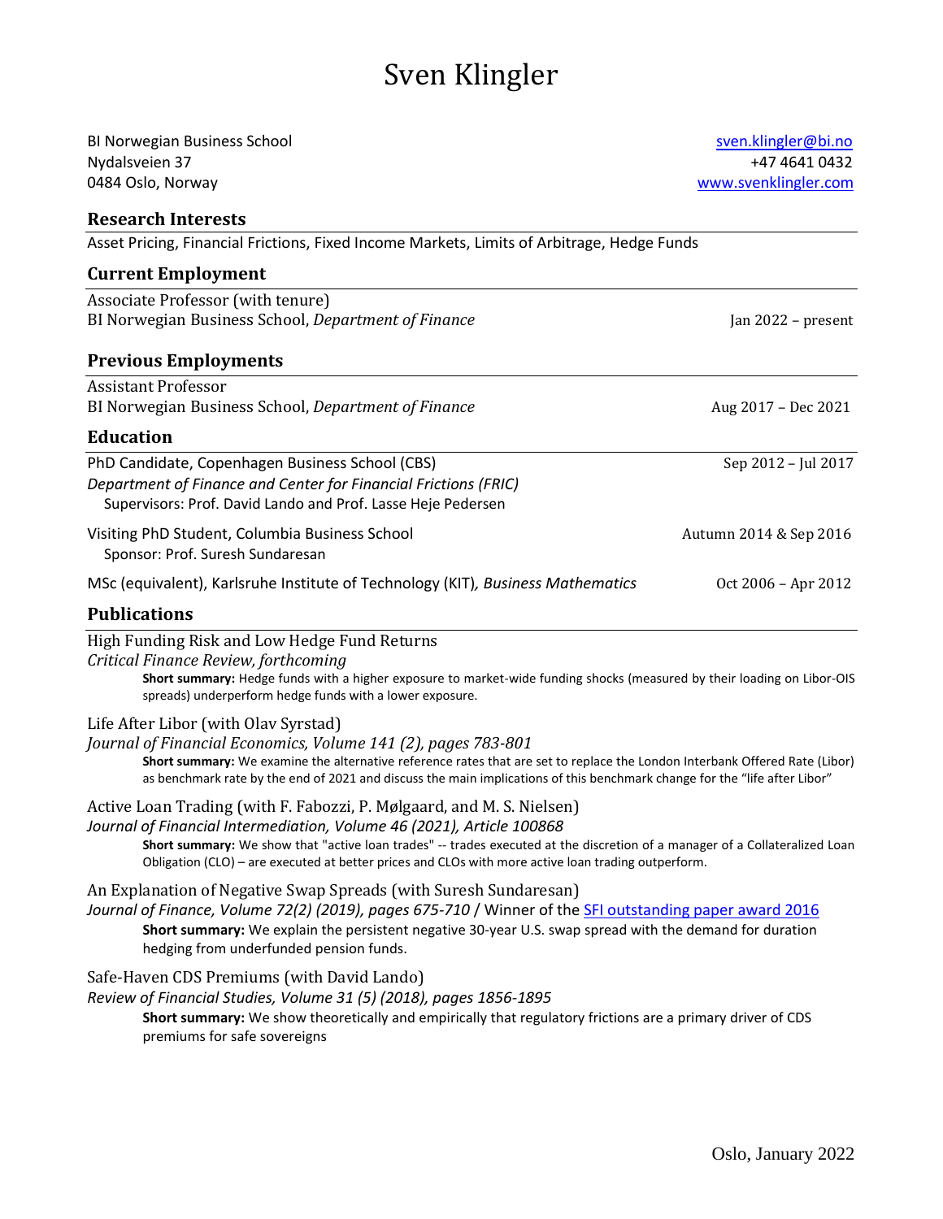# Sven Klingler

BI Norwegian Business School
Nydalsveien 37
0484 Oslo, Norway

sven.klingler@bi.no
+47 4641 0432
www.svenklingler.com

## Research Interests

Asset Pricing, Financial Frictions, Fixed Income Markets, Limits of Arbitrage, Hedge Funds

## Current Employment

Associate Professor (with tenure)
BI Norwegian Business School, *Department of Finance* — Jan 2022 – present

## Previous Employments

Assistant Professor
BI Norwegian Business School, *Department of Finance* — Aug 2017 – Dec 2021

## Education

PhD Candidate, Copenhagen Business School (CBS) — Sep 2012 – Jul 2017
*Department of Finance and Center for Financial Frictions (FRIC)*
Supervisors: Prof. David Lando and Prof. Lasse Heje Pedersen

Visiting PhD Student, Columbia Business School — Autumn 2014 & Sep 2016
Sponsor: Prof. Suresh Sundaresan

MSc (equivalent), Karlsruhe Institute of Technology (KIT), *Business Mathematics* — Oct 2006 – Apr 2012

## Publications

High Funding Risk and Low Hedge Fund Returns
*Critical Finance Review, forthcoming*
**Short summary:** Hedge funds with a higher exposure to market-wide funding shocks (measured by their loading on Libor-OIS spreads) underperform hedge funds with a lower exposure.

Life After Libor (with Olav Syrstad)
*Journal of Financial Economics, Volume 141 (2), pages 783-801*
**Short summary:** We examine the alternative reference rates that are set to replace the London Interbank Offered Rate (Libor) as benchmark rate by the end of 2021 and discuss the main implications of this benchmark change for the "life after Libor"

Active Loan Trading (with F. Fabozzi, P. Mølgaard, and M. S. Nielsen)
*Journal of Financial Intermediation, Volume 46 (2021), Article 100868*
**Short summary:** We show that "active loan trades" -- trades executed at the discretion of a manager of a Collateralized Loan Obligation (CLO) – are executed at better prices and CLOs with more active loan trading outperform.

An Explanation of Negative Swap Spreads (with Suresh Sundaresan)
*Journal of Finance, Volume 72(2) (2019), pages 675-710* / Winner of the SFI outstanding paper award 2016
**Short summary:** We explain the persistent negative 30-year U.S. swap spread with the demand for duration hedging from underfunded pension funds.

Safe-Haven CDS Premiums (with David Lando)
*Review of Financial Studies, Volume 31 (5) (2018), pages 1856-1895*
**Short summary:** We show theoretically and empirically that regulatory frictions are a primary driver of CDS premiums for safe sovereigns

Oslo, January 2022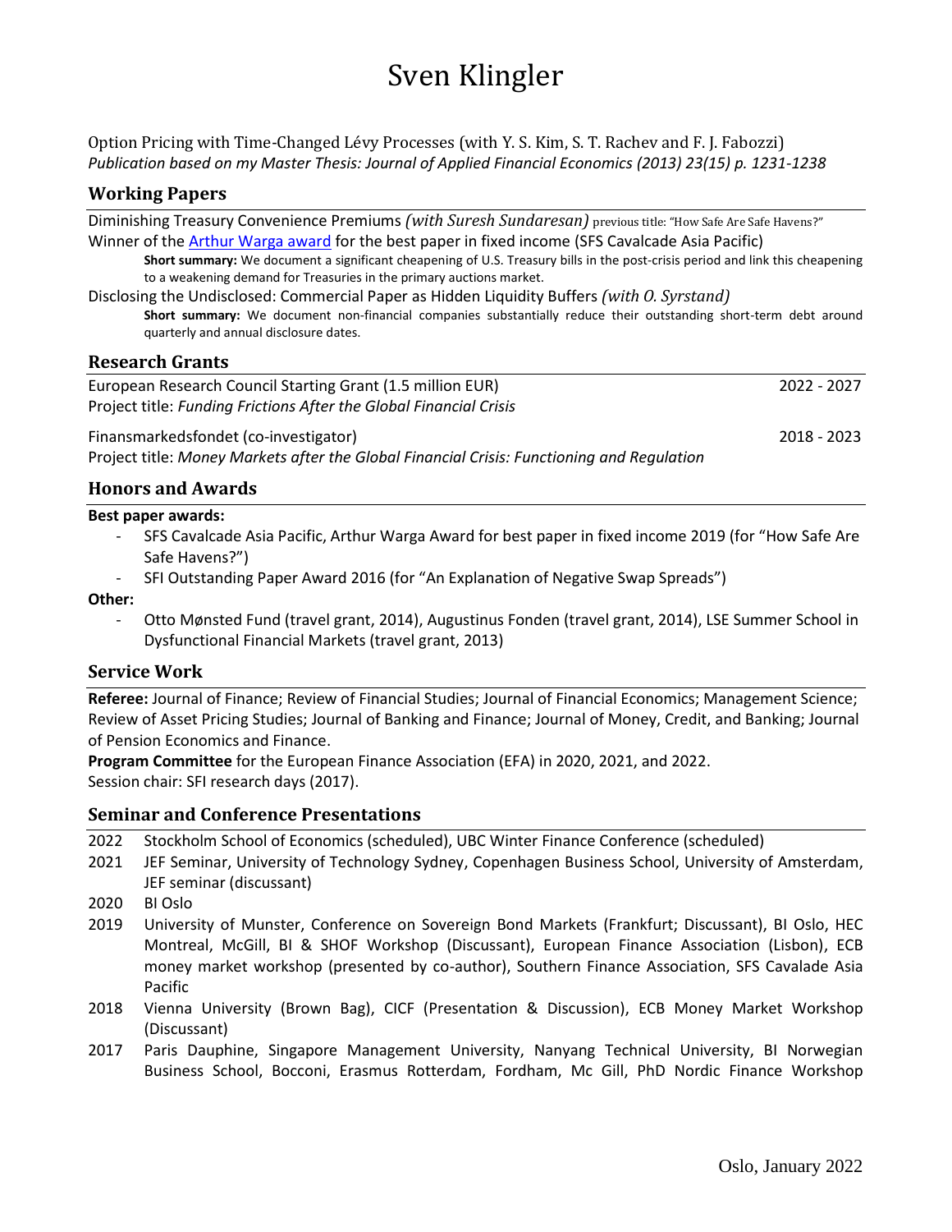# Sven Klingler

Option Pricing with Time-Changed Lévy Processes (with Y. S. Kim, S. T. Rachev and F. J. Fabozzi)
*Publication based on my Master Thesis: Journal of Applied Financial Economics (2013) 23(15) p. 1231-1238*

## Working Papers

Diminishing Treasury Convenience Premiums *(with Suresh Sundaresan)* previous title: "How Safe Are Safe Havens?"
Winner of the Arthur Warga award for the best paper in fixed income (SFS Cavalcade Asia Pacific)

> **Short summary:** We document a significant cheapening of U.S. Treasury bills in the post-crisis period and link this cheapening to a weakening demand for Treasuries in the primary auctions market.

Disclosing the Undisclosed: Commercial Paper as Hidden Liquidity Buffers *(with O. Syrstand)*

> **Short summary:** We document non-financial companies substantially reduce their outstanding short-term debt around quarterly and annual disclosure dates.

## Research Grants

European Research Council Starting Grant (1.5 million EUR) — 2022 - 2027
Project title: *Funding Frictions After the Global Financial Crisis*

Finansmarkedsfondet (co-investigator) — 2018 - 2023
Project title: *Money Markets after the Global Financial Crisis: Functioning and Regulation*

## Honors and Awards

**Best paper awards:**

- SFS Cavalcade Asia Pacific, Arthur Warga Award for best paper in fixed income 2019 (for "How Safe Are Safe Havens?")
- SFI Outstanding Paper Award 2016 (for "An Explanation of Negative Swap Spreads")

**Other:**

- Otto Mønsted Fund (travel grant, 2014), Augustinus Fonden (travel grant, 2014), LSE Summer School in Dysfunctional Financial Markets (travel grant, 2013)

## Service Work

**Referee:** Journal of Finance; Review of Financial Studies; Journal of Financial Economics; Management Science; Review of Asset Pricing Studies; Journal of Banking and Finance; Journal of Money, Credit, and Banking; Journal of Pension Economics and Finance.
**Program Committee** for the European Finance Association (EFA) in 2020, 2021, and 2022.
Session chair: SFI research days (2017).

## Seminar and Conference Presentations

- 2022 Stockholm School of Economics (scheduled), UBC Winter Finance Conference (scheduled)
- 2021 JEF Seminar, University of Technology Sydney, Copenhagen Business School, University of Amsterdam, JEF seminar (discussant)
- 2020 BI Oslo
- 2019 University of Munster, Conference on Sovereign Bond Markets (Frankfurt; Discussant), BI Oslo, HEC Montreal, McGill, BI & SHOF Workshop (Discussant), European Finance Association (Lisbon), ECB money market workshop (presented by co-author), Southern Finance Association, SFS Cavalade Asia Pacific
- 2018 Vienna University (Brown Bag), CICF (Presentation & Discussion), ECB Money Market Workshop (Discussant)
- 2017 Paris Dauphine, Singapore Management University, Nanyang Technical University, BI Norwegian Business School, Bocconi, Erasmus Rotterdam, Fordham, Mc Gill, PhD Nordic Finance Workshop

Oslo, January 2022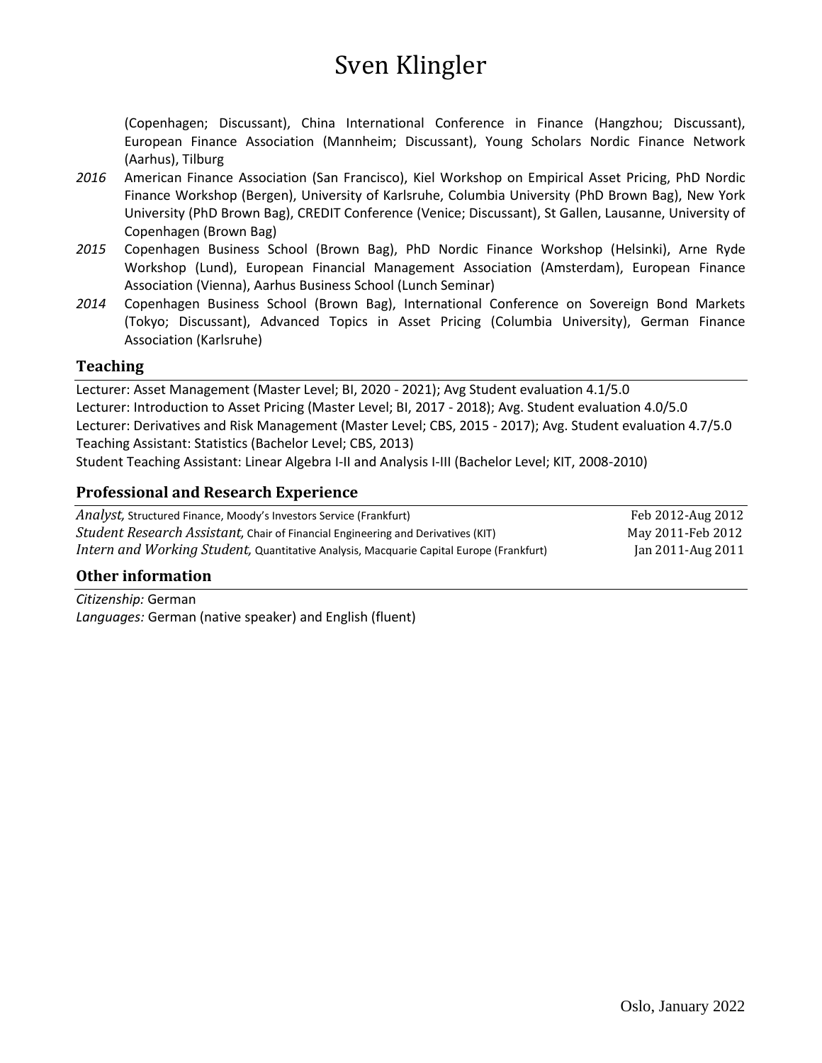(Copenhagen; Discussant), China International Conference in Finance (Hangzhou; Discussant), European Finance Association (Mannheim; Discussant), Young Scholars Nordic Finance Network (Aarhus), Tilburg

*2016* American Finance Association (San Francisco), Kiel Workshop on Empirical Asset Pricing, PhD Nordic Finance Workshop (Bergen), University of Karlsruhe, Columbia University (PhD Brown Bag), New York University (PhD Brown Bag), CREDIT Conference (Venice; Discussant), St Gallen, Lausanne, University of Copenhagen (Brown Bag)

*2015* Copenhagen Business School (Brown Bag), PhD Nordic Finance Workshop (Helsinki), Arne Ryde Workshop (Lund), European Financial Management Association (Amsterdam), European Finance Association (Vienna), Aarhus Business School (Lunch Seminar)

*2014* Copenhagen Business School (Brown Bag), International Conference on Sovereign Bond Markets (Tokyo; Discussant), Advanced Topics in Asset Pricing (Columbia University), German Finance Association (Karlsruhe)

## Teaching

Lecturer: Asset Management (Master Level; BI, 2020 - 2021); Avg Student evaluation 4.1/5.0
Lecturer: Introduction to Asset Pricing (Master Level; BI, 2017 - 2018); Avg. Student evaluation 4.0/5.0
Lecturer: Derivatives and Risk Management (Master Level; CBS, 2015 - 2017); Avg. Student evaluation 4.7/5.0
Teaching Assistant: Statistics (Bachelor Level; CBS, 2013)
Student Teaching Assistant: Linear Algebra I-II and Analysis I-III (Bachelor Level; KIT, 2008-2010)

## Professional and Research Experience

*Analyst,* Structured Finance, Moody's Investors Service (Frankfurt) — Feb 2012-Aug 2012
*Student Research Assistant,* Chair of Financial Engineering and Derivatives (KIT) — May 2011-Feb 2012
*Intern and Working Student,* Quantitative Analysis, Macquarie Capital Europe (Frankfurt) — Jan 2011-Aug 2011

## Other information

*Citizenship:* German
*Languages:* German (native speaker) and English (fluent)

Oslo, January 2022